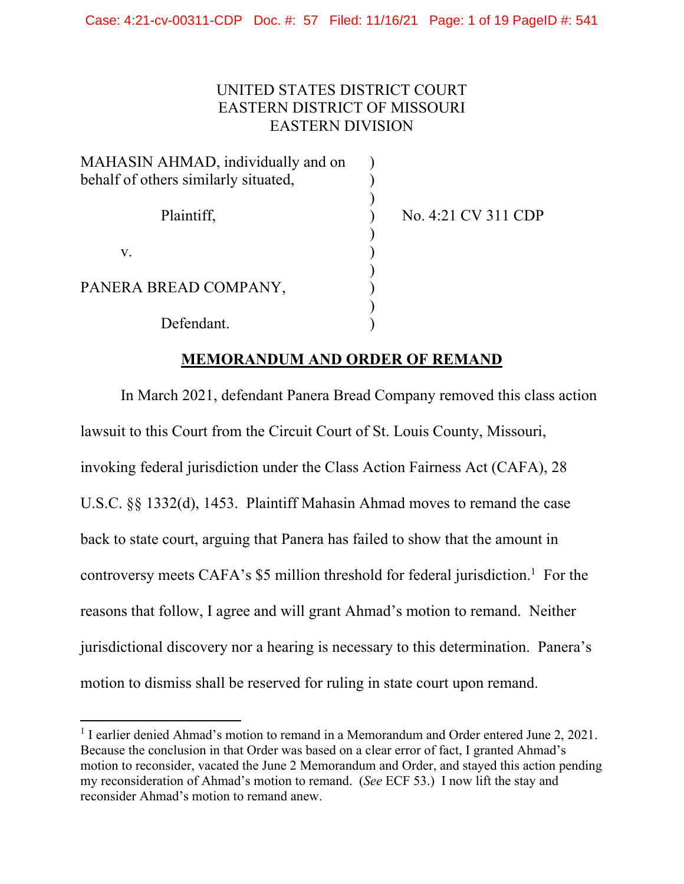UNITED STATES DISTRICT COURT
EASTERN DISTRICT OF MISSOURI
EASTERN DIVISION

| | | |
|---|---|---|
| MAHASIN AHMAD, individually and on behalf of others similarly situated, | ) | |
| Plaintiff, | ) | No. 4:21 CV 311 CDP |
| v. | ) | |
| PANERA BREAD COMPANY, | ) | |
| Defendant. | ) | |

## MEMORANDUM AND ORDER OF REMAND

In March 2021, defendant Panera Bread Company removed this class action lawsuit to this Court from the Circuit Court of St. Louis County, Missouri, invoking federal jurisdiction under the Class Action Fairness Act (CAFA), 28 U.S.C. §§ 1332(d), 1453. Plaintiff Mahasin Ahmad moves to remand the case back to state court, arguing that Panera has failed to show that the amount in controversy meets CAFA's $5 million threshold for federal jurisdiction.[1] For the reasons that follow, I agree and will grant Ahmad's motion to remand. Neither jurisdictional discovery nor a hearing is necessary to this determination. Panera's motion to dismiss shall be reserved for ruling in state court upon remand.

---

[1] I earlier denied Ahmad's motion to remand in a Memorandum and Order entered June 2, 2021. Because the conclusion in that Order was based on a clear error of fact, I granted Ahmad's motion to reconsider, vacated the June 2 Memorandum and Order, and stayed this action pending my reconsideration of Ahmad's motion to remand. (*See* ECF 53.) I now lift the stay and reconsider Ahmad's motion to remand anew.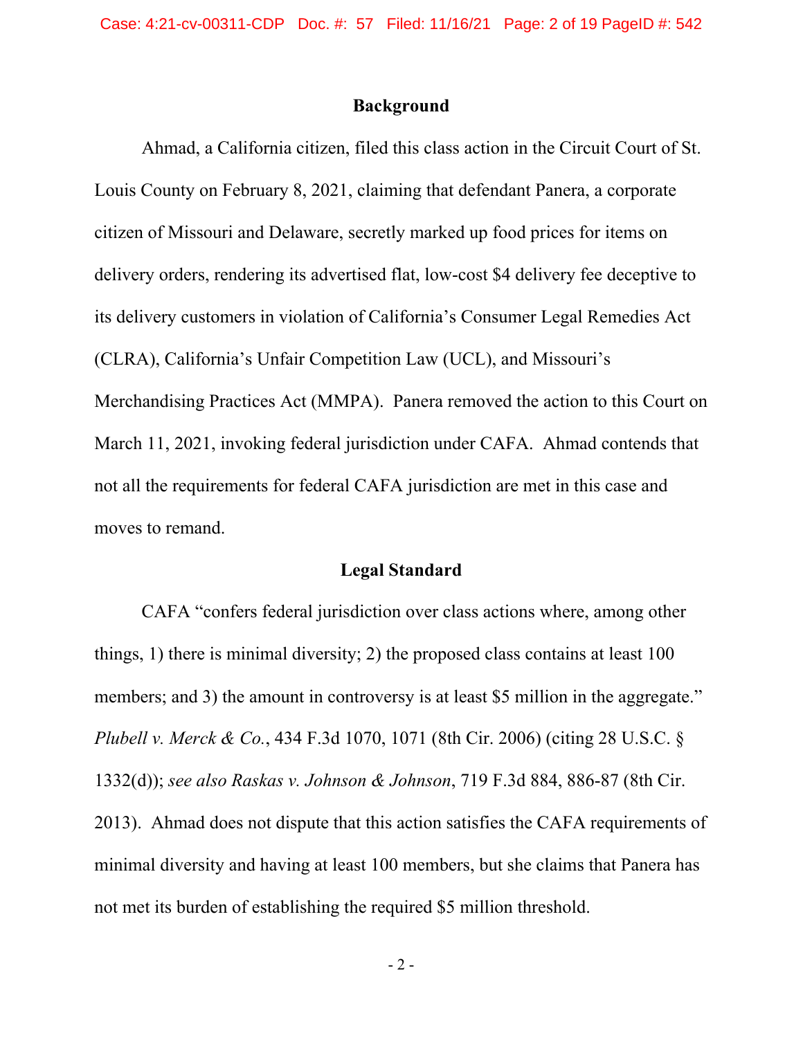## Background

Ahmad, a California citizen, filed this class action in the Circuit Court of St. Louis County on February 8, 2021, claiming that defendant Panera, a corporate citizen of Missouri and Delaware, secretly marked up food prices for items on delivery orders, rendering its advertised flat, low-cost $4 delivery fee deceptive to its delivery customers in violation of California's Consumer Legal Remedies Act (CLRA), California's Unfair Competition Law (UCL), and Missouri's Merchandising Practices Act (MMPA). Panera removed the action to this Court on March 11, 2021, invoking federal jurisdiction under CAFA. Ahmad contends that not all the requirements for federal CAFA jurisdiction are met in this case and moves to remand.

## Legal Standard

CAFA "confers federal jurisdiction over class actions where, among other things, 1) there is minimal diversity; 2) the proposed class contains at least 100 members; and 3) the amount in controversy is at least $5 million in the aggregate." *Plubell v. Merck & Co.*, 434 F.3d 1070, 1071 (8th Cir. 2006) (citing 28 U.S.C. § 1332(d)); *see also Raskas v. Johnson & Johnson*, 719 F.3d 884, 886-87 (8th Cir. 2013). Ahmad does not dispute that this action satisfies the CAFA requirements of minimal diversity and having at least 100 members, but she claims that Panera has not met its burden of establishing the required $5 million threshold.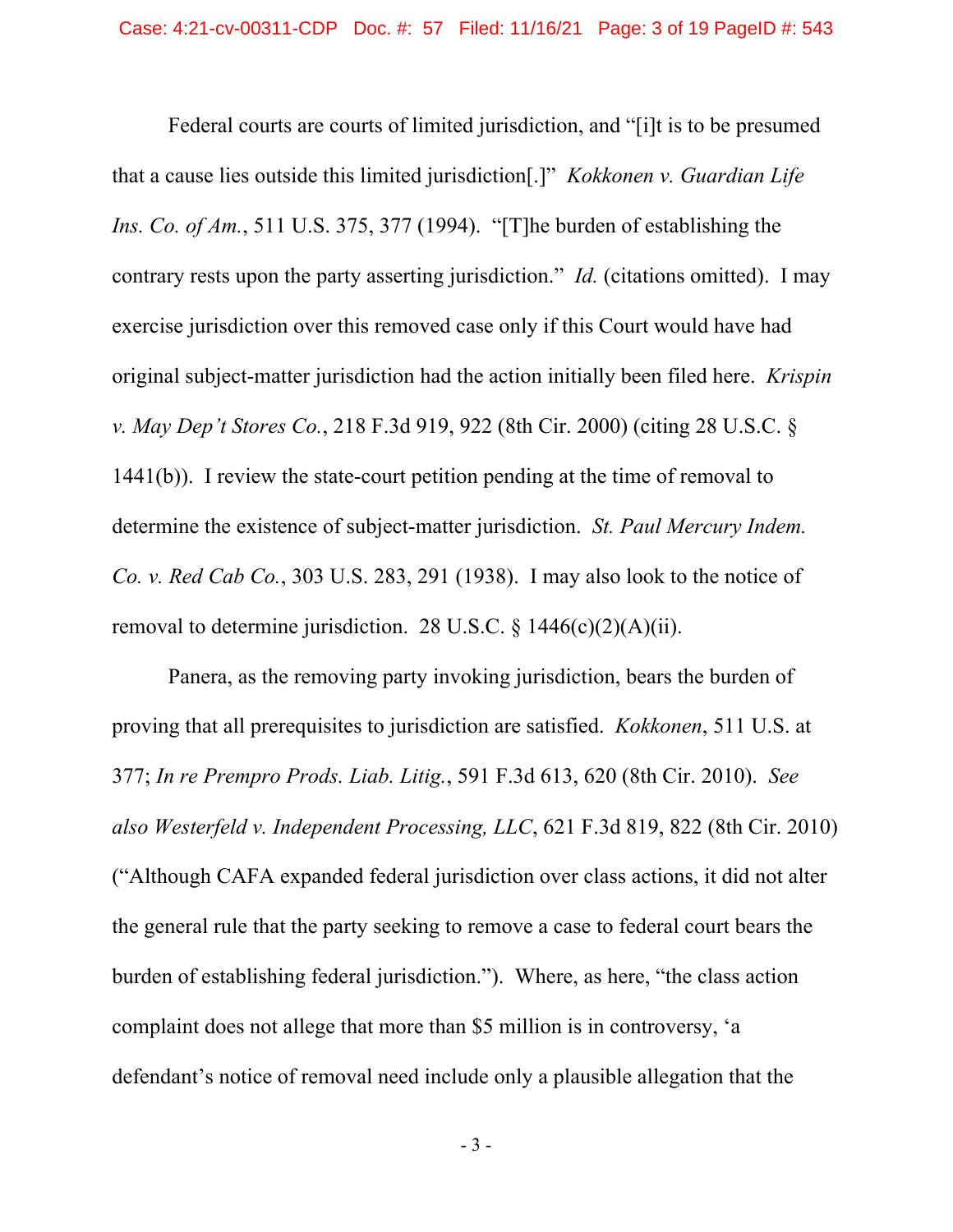Federal courts are courts of limited jurisdiction, and "[i]t is to be presumed that a cause lies outside this limited jurisdiction[.]" *Kokkonen v. Guardian Life Ins. Co. of Am.*, 511 U.S. 375, 377 (1994). "[T]he burden of establishing the contrary rests upon the party asserting jurisdiction." *Id.* (citations omitted). I may exercise jurisdiction over this removed case only if this Court would have had original subject-matter jurisdiction had the action initially been filed here. *Krispin v. May Dep't Stores Co.*, 218 F.3d 919, 922 (8th Cir. 2000) (citing 28 U.S.C. § 1441(b)). I review the state-court petition pending at the time of removal to determine the existence of subject-matter jurisdiction. *St. Paul Mercury Indem. Co. v. Red Cab Co.*, 303 U.S. 283, 291 (1938). I may also look to the notice of removal to determine jurisdiction. 28 U.S.C. § 1446(c)(2)(A)(ii).

Panera, as the removing party invoking jurisdiction, bears the burden of proving that all prerequisites to jurisdiction are satisfied. *Kokkonen*, 511 U.S. at 377; *In re Prempro Prods. Liab. Litig.*, 591 F.3d 613, 620 (8th Cir. 2010). *See also Westerfeld v. Independent Processing, LLC*, 621 F.3d 819, 822 (8th Cir. 2010) ("Although CAFA expanded federal jurisdiction over class actions, it did not alter the general rule that the party seeking to remove a case to federal court bears the burden of establishing federal jurisdiction."). Where, as here, "the class action complaint does not allege that more than $5 million is in controversy, 'a defendant's notice of removal need include only a plausible allegation that the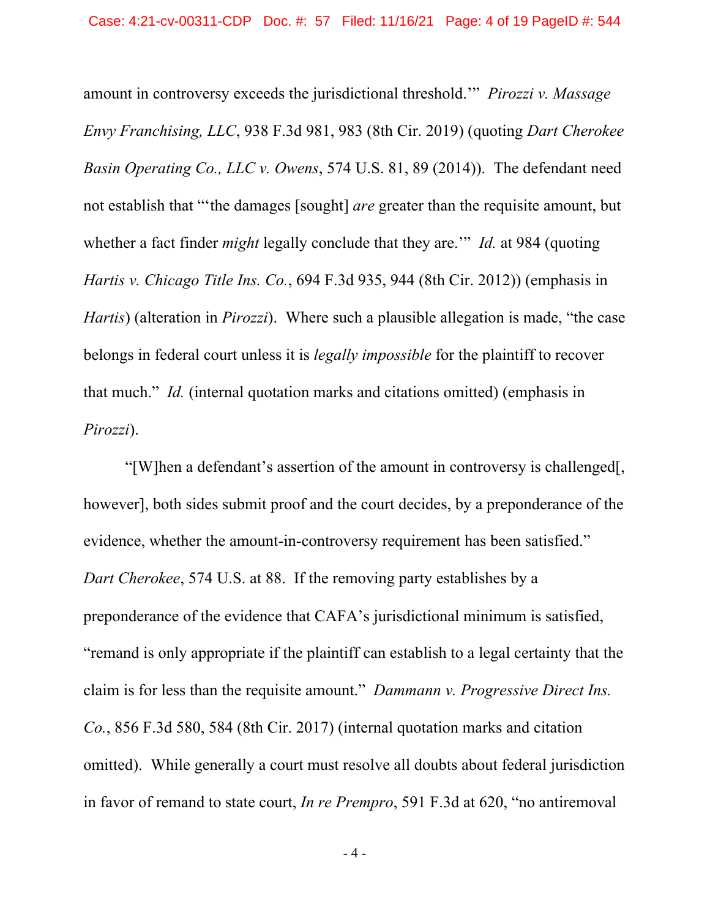amount in controversy exceeds the jurisdictional threshold.'" *Pirozzi v. Massage Envy Franchising, LLC*, 938 F.3d 981, 983 (8th Cir. 2019) (quoting *Dart Cherokee Basin Operating Co., LLC v. Owens*, 574 U.S. 81, 89 (2014)). The defendant need not establish that "'the damages [sought] *are* greater than the requisite amount, but whether a fact finder *might* legally conclude that they are.'" *Id.* at 984 (quoting *Hartis v. Chicago Title Ins. Co.*, 694 F.3d 935, 944 (8th Cir. 2012)) (emphasis in *Hartis*) (alteration in *Pirozzi*). Where such a plausible allegation is made, "the case belongs in federal court unless it is *legally impossible* for the plaintiff to recover that much." *Id.* (internal quotation marks and citations omitted) (emphasis in *Pirozzi*).

"[W]hen a defendant's assertion of the amount in controversy is challenged[, however], both sides submit proof and the court decides, by a preponderance of the evidence, whether the amount-in-controversy requirement has been satisfied." *Dart Cherokee*, 574 U.S. at 88. If the removing party establishes by a preponderance of the evidence that CAFA's jurisdictional minimum is satisfied, "remand is only appropriate if the plaintiff can establish to a legal certainty that the claim is for less than the requisite amount." *Dammann v. Progressive Direct Ins. Co.*, 856 F.3d 580, 584 (8th Cir. 2017) (internal quotation marks and citation omitted). While generally a court must resolve all doubts about federal jurisdiction in favor of remand to state court, *In re Prempro*, 591 F.3d at 620, "no antiremoval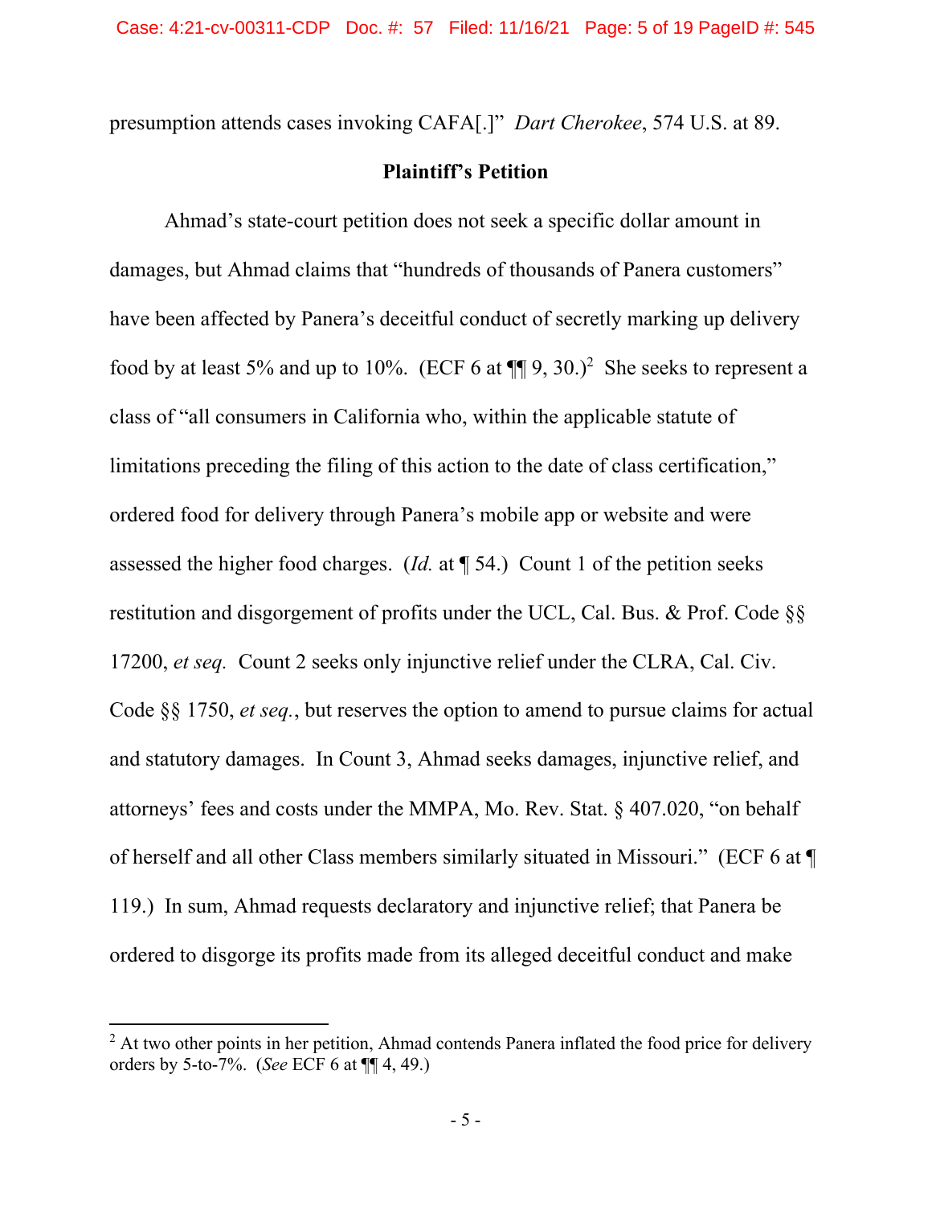presumption attends cases invoking CAFA[.]" *Dart Cherokee*, 574 U.S. at 89.

**Plaintiff's Petition**

Ahmad's state-court petition does not seek a specific dollar amount in damages, but Ahmad claims that "hundreds of thousands of Panera customers" have been affected by Panera's deceitful conduct of secretly marking up delivery food by at least 5% and up to 10%. (ECF 6 at ¶¶ 9, 30.)[2] She seeks to represent a class of "all consumers in California who, within the applicable statute of limitations preceding the filing of this action to the date of class certification," ordered food for delivery through Panera's mobile app or website and were assessed the higher food charges. (*Id.* at ¶ 54.) Count 1 of the petition seeks restitution and disgorgement of profits under the UCL, Cal. Bus. & Prof. Code §§ 17200, *et seq.* Count 2 seeks only injunctive relief under the CLRA, Cal. Civ. Code §§ 1750, *et seq.*, but reserves the option to amend to pursue claims for actual and statutory damages. In Count 3, Ahmad seeks damages, injunctive relief, and attorneys' fees and costs under the MMPA, Mo. Rev. Stat. § 407.020, "on behalf of herself and all other Class members similarly situated in Missouri." (ECF 6 at ¶ 119.) In sum, Ahmad requests declaratory and injunctive relief; that Panera be ordered to disgorge its profits made from its alleged deceitful conduct and make

[2] At two other points in her petition, Ahmad contends Panera inflated the food price for delivery orders by 5-to-7%. (*See* ECF 6 at ¶¶ 4, 49.)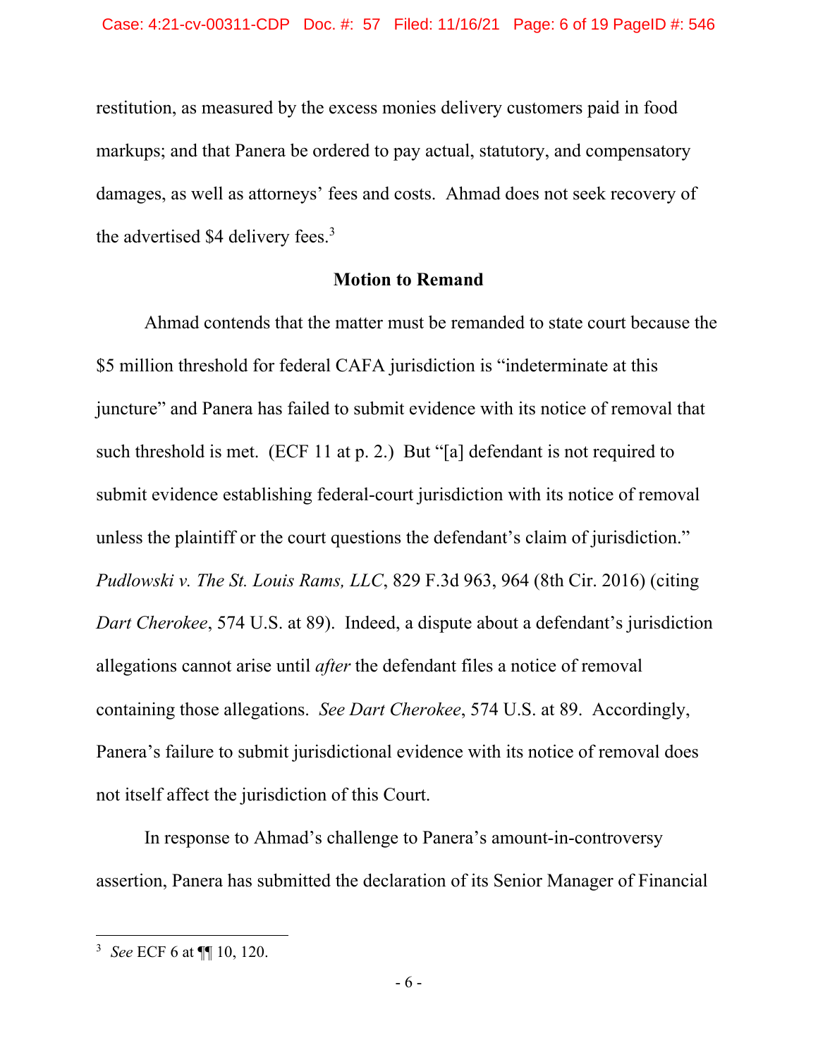restitution, as measured by the excess monies delivery customers paid in food markups; and that Panera be ordered to pay actual, statutory, and compensatory damages, as well as attorneys' fees and costs. Ahmad does not seek recovery of the advertised $4 delivery fees.[3]

## Motion to Remand

Ahmad contends that the matter must be remanded to state court because the $5 million threshold for federal CAFA jurisdiction is "indeterminate at this juncture" and Panera has failed to submit evidence with its notice of removal that such threshold is met. (ECF 11 at p. 2.) But "[a] defendant is not required to submit evidence establishing federal-court jurisdiction with its notice of removal unless the plaintiff or the court questions the defendant's claim of jurisdiction." *Pudlowski v. The St. Louis Rams, LLC*, 829 F.3d 963, 964 (8th Cir. 2016) (citing *Dart Cherokee*, 574 U.S. at 89). Indeed, a dispute about a defendant's jurisdiction allegations cannot arise until *after* the defendant files a notice of removal containing those allegations. *See Dart Cherokee*, 574 U.S. at 89. Accordingly, Panera's failure to submit jurisdictional evidence with its notice of removal does not itself affect the jurisdiction of this Court.

In response to Ahmad's challenge to Panera's amount-in-controversy assertion, Panera has submitted the declaration of its Senior Manager of Financial

---

[3] *See* ECF 6 at ¶¶ 10, 120.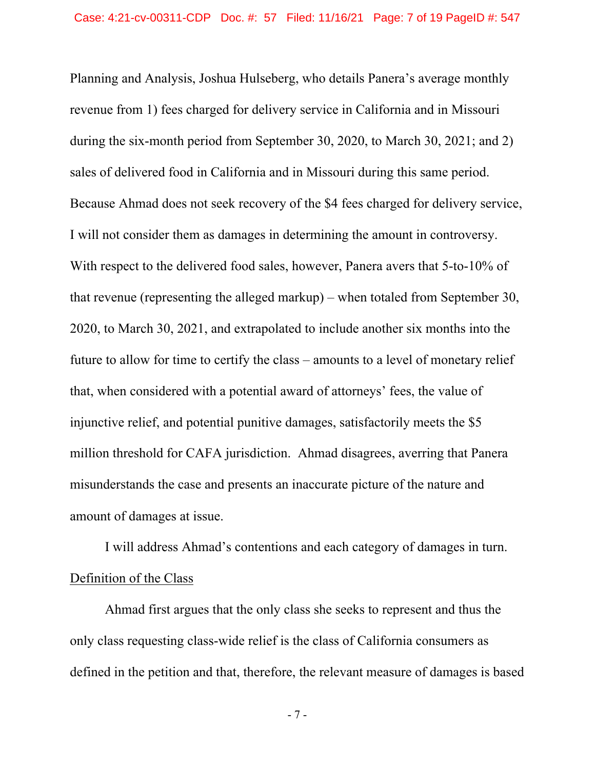Planning and Analysis, Joshua Hulseberg, who details Panera's average monthly revenue from 1) fees charged for delivery service in California and in Missouri during the six-month period from September 30, 2020, to March 30, 2021; and 2) sales of delivered food in California and in Missouri during this same period. Because Ahmad does not seek recovery of the $4 fees charged for delivery service, I will not consider them as damages in determining the amount in controversy. With respect to the delivered food sales, however, Panera avers that 5-to-10% of that revenue (representing the alleged markup) – when totaled from September 30, 2020, to March 30, 2021, and extrapolated to include another six months into the future to allow for time to certify the class – amounts to a level of monetary relief that, when considered with a potential award of attorneys' fees, the value of injunctive relief, and potential punitive damages, satisfactorily meets the $5 million threshold for CAFA jurisdiction. Ahmad disagrees, averring that Panera misunderstands the case and presents an inaccurate picture of the nature and amount of damages at issue.

I will address Ahmad's contentions and each category of damages in turn.

<u>Definition of the Class</u>

Ahmad first argues that the only class she seeks to represent and thus the only class requesting class-wide relief is the class of California consumers as defined in the petition and that, therefore, the relevant measure of damages is based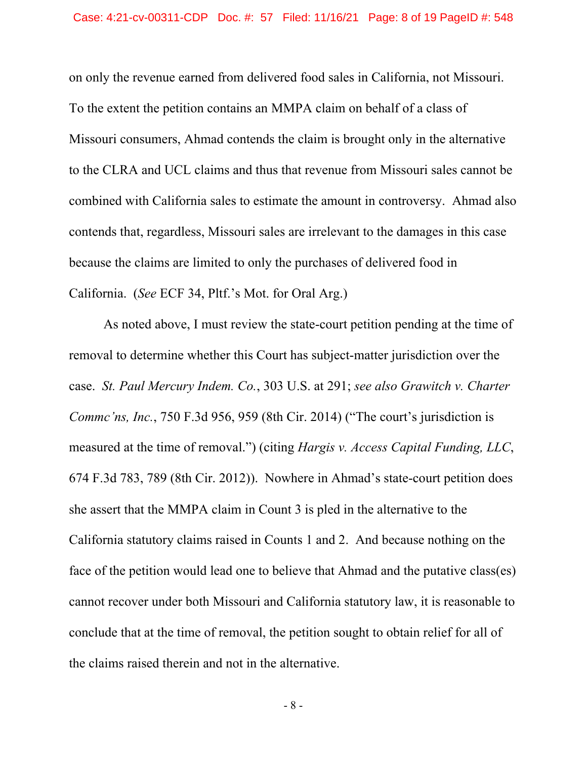on only the revenue earned from delivered food sales in California, not Missouri. To the extent the petition contains an MMPA claim on behalf of a class of Missouri consumers, Ahmad contends the claim is brought only in the alternative to the CLRA and UCL claims and thus that revenue from Missouri sales cannot be combined with California sales to estimate the amount in controversy. Ahmad also contends that, regardless, Missouri sales are irrelevant to the damages in this case because the claims are limited to only the purchases of delivered food in California. (*See* ECF 34, Pltf.'s Mot. for Oral Arg.)

As noted above, I must review the state-court petition pending at the time of removal to determine whether this Court has subject-matter jurisdiction over the case. *St. Paul Mercury Indem. Co.*, 303 U.S. at 291; *see also Grawitch v. Charter Commc'ns, Inc.*, 750 F.3d 956, 959 (8th Cir. 2014) ("The court's jurisdiction is measured at the time of removal.") (citing *Hargis v. Access Capital Funding, LLC*, 674 F.3d 783, 789 (8th Cir. 2012)). Nowhere in Ahmad's state-court petition does she assert that the MMPA claim in Count 3 is pled in the alternative to the California statutory claims raised in Counts 1 and 2. And because nothing on the face of the petition would lead one to believe that Ahmad and the putative class(es) cannot recover under both Missouri and California statutory law, it is reasonable to conclude that at the time of removal, the petition sought to obtain relief for all of the claims raised therein and not in the alternative.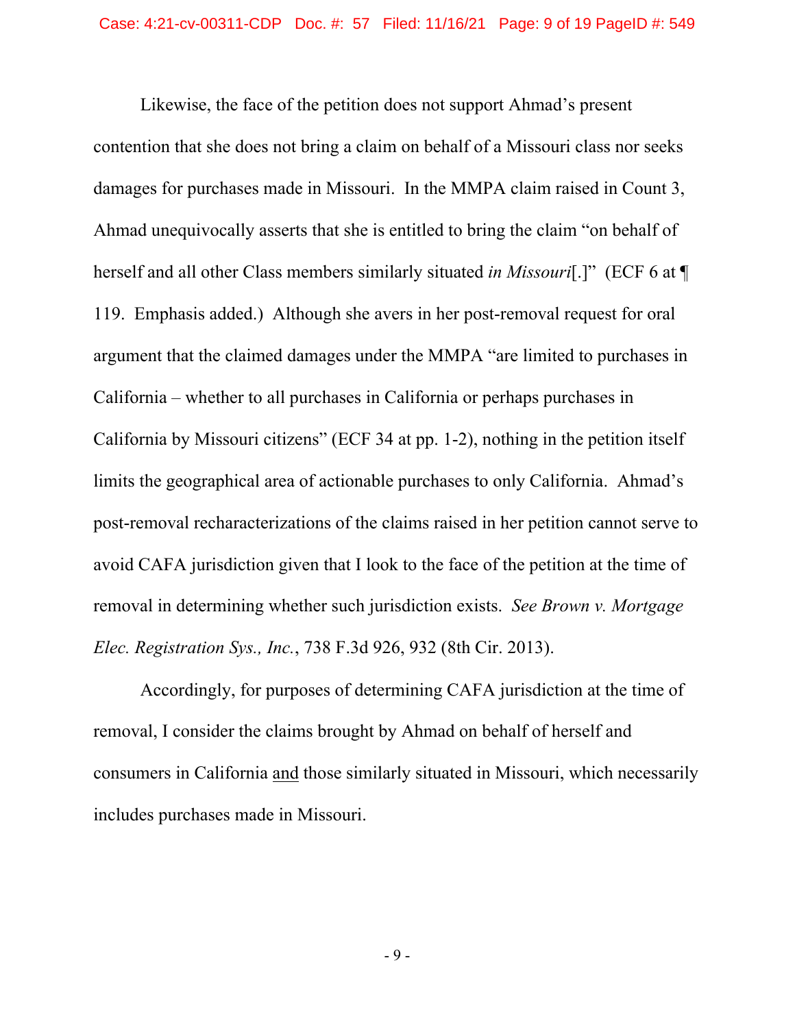Likewise, the face of the petition does not support Ahmad's present contention that she does not bring a claim on behalf of a Missouri class nor seeks damages for purchases made in Missouri. In the MMPA claim raised in Count 3, Ahmad unequivocally asserts that she is entitled to bring the claim "on behalf of herself and all other Class members similarly situated *in Missouri*[.]" (ECF 6 at ¶ 119. Emphasis added.) Although she avers in her post-removal request for oral argument that the claimed damages under the MMPA "are limited to purchases in California – whether to all purchases in California or perhaps purchases in California by Missouri citizens" (ECF 34 at pp. 1-2), nothing in the petition itself limits the geographical area of actionable purchases to only California. Ahmad's post-removal recharacterizations of the claims raised in her petition cannot serve to avoid CAFA jurisdiction given that I look to the face of the petition at the time of removal in determining whether such jurisdiction exists. *See Brown v. Mortgage Elec. Registration Sys., Inc.*, 738 F.3d 926, 932 (8th Cir. 2013).

Accordingly, for purposes of determining CAFA jurisdiction at the time of removal, I consider the claims brought by Ahmad on behalf of herself and consumers in California <u>and</u> those similarly situated in Missouri, which necessarily includes purchases made in Missouri.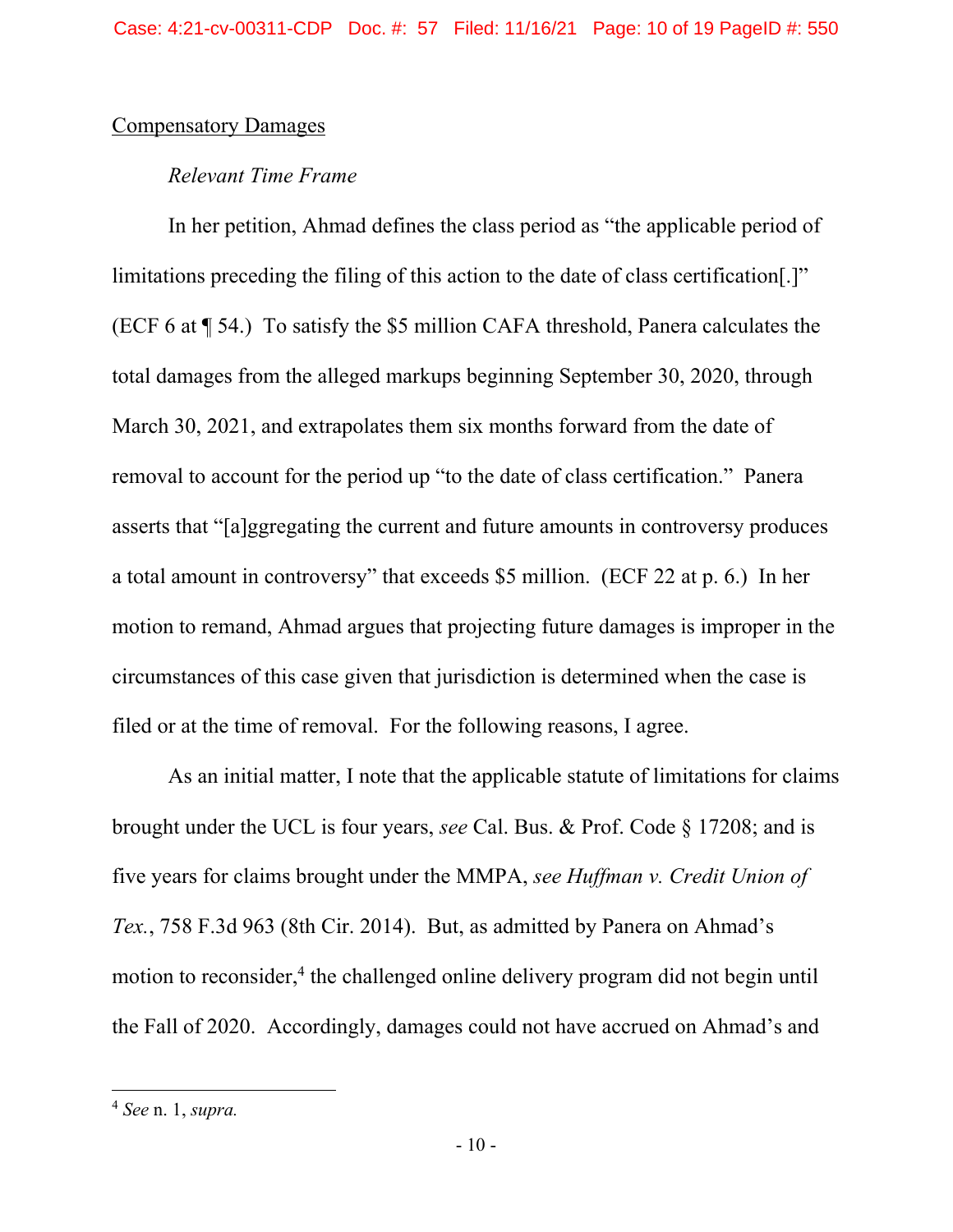Compensatory Damages

*Relevant Time Frame*

In her petition, Ahmad defines the class period as "the applicable period of limitations preceding the filing of this action to the date of class certification[.]" (ECF 6 at ¶ 54.) To satisfy the $5 million CAFA threshold, Panera calculates the total damages from the alleged markups beginning September 30, 2020, through March 30, 2021, and extrapolates them six months forward from the date of removal to account for the period up "to the date of class certification." Panera asserts that "[a]ggregating the current and future amounts in controversy produces a total amount in controversy" that exceeds $5 million. (ECF 22 at p. 6.) In her motion to remand, Ahmad argues that projecting future damages is improper in the circumstances of this case given that jurisdiction is determined when the case is filed or at the time of removal. For the following reasons, I agree.

As an initial matter, I note that the applicable statute of limitations for claims brought under the UCL is four years, *see* Cal. Bus. & Prof. Code § 17208; and is five years for claims brought under the MMPA, *see Huffman v. Credit Union of Tex.*, 758 F.3d 963 (8th Cir. 2014). But, as admitted by Panera on Ahmad's motion to reconsider,[4] the challenged online delivery program did not begin until the Fall of 2020. Accordingly, damages could not have accrued on Ahmad's and

---

[4] *See* n. 1, *supra.*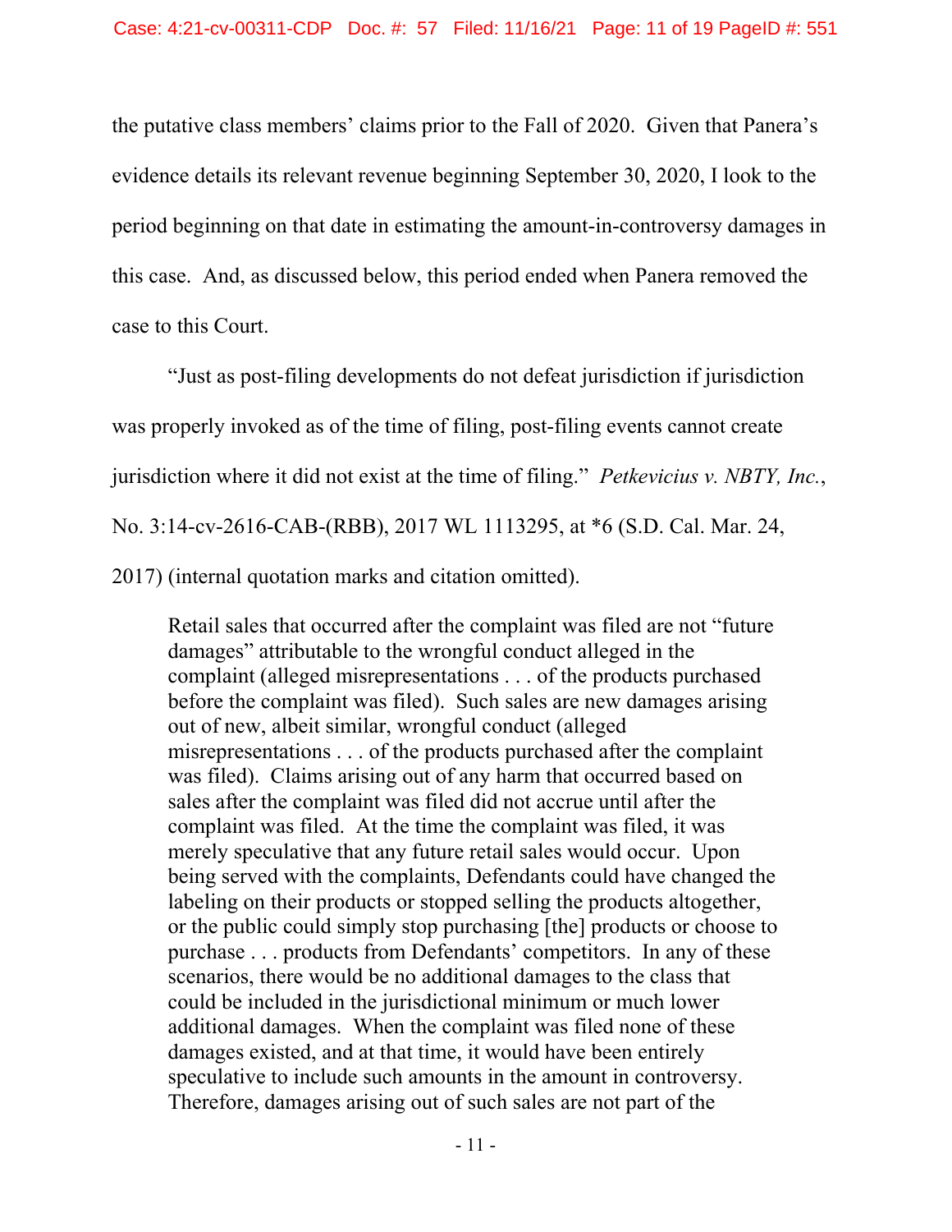the putative class members' claims prior to the Fall of 2020. Given that Panera's evidence details its relevant revenue beginning September 30, 2020, I look to the period beginning on that date in estimating the amount-in-controversy damages in this case. And, as discussed below, this period ended when Panera removed the case to this Court.

"Just as post-filing developments do not defeat jurisdiction if jurisdiction was properly invoked as of the time of filing, post-filing events cannot create jurisdiction where it did not exist at the time of filing." *Petkevicius v. NBTY, Inc.*, No. 3:14-cv-2616-CAB-(RBB), 2017 WL 1113295, at *6 (S.D. Cal. Mar. 24, 2017) (internal quotation marks and citation omitted).

> Retail sales that occurred after the complaint was filed are not "future damages" attributable to the wrongful conduct alleged in the complaint (alleged misrepresentations . . . of the products purchased before the complaint was filed). Such sales are new damages arising out of new, albeit similar, wrongful conduct (alleged misrepresentations . . . of the products purchased after the complaint was filed). Claims arising out of any harm that occurred based on sales after the complaint was filed did not accrue until after the complaint was filed. At the time the complaint was filed, it was merely speculative that any future retail sales would occur. Upon being served with the complaints, Defendants could have changed the labeling on their products or stopped selling the products altogether, or the public could simply stop purchasing [the] products or choose to purchase . . . products from Defendants' competitors. In any of these scenarios, there would be no additional damages to the class that could be included in the jurisdictional minimum or much lower additional damages. When the complaint was filed none of these damages existed, and at that time, it would have been entirely speculative to include such amounts in the amount in controversy. Therefore, damages arising out of such sales are not part of the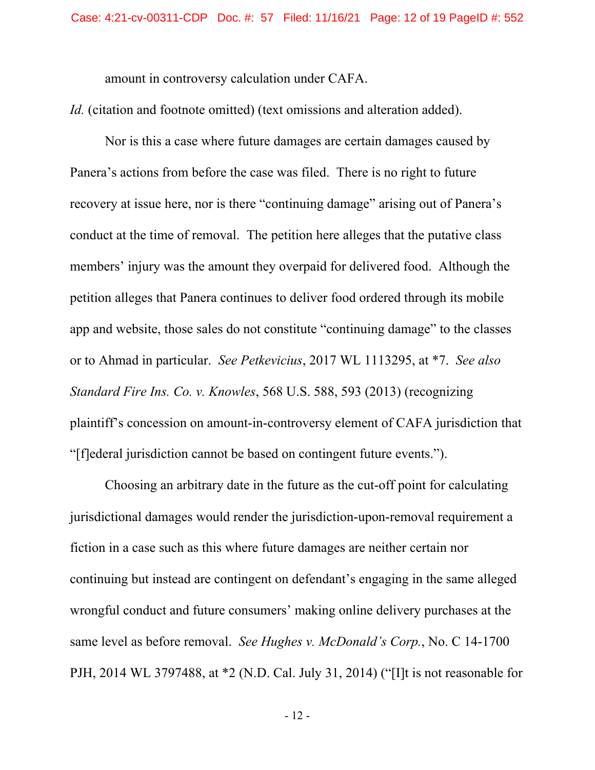amount in controversy calculation under CAFA.

*Id.* (citation and footnote omitted) (text omissions and alteration added).

Nor is this a case where future damages are certain damages caused by Panera's actions from before the case was filed. There is no right to future recovery at issue here, nor is there "continuing damage" arising out of Panera's conduct at the time of removal. The petition here alleges that the putative class members' injury was the amount they overpaid for delivered food. Although the petition alleges that Panera continues to deliver food ordered through its mobile app and website, those sales do not constitute "continuing damage" to the classes or to Ahmad in particular. *See Petkevicius*, 2017 WL 1113295, at *7. *See also Standard Fire Ins. Co. v. Knowles*, 568 U.S. 588, 593 (2013) (recognizing plaintiff's concession on amount-in-controversy element of CAFA jurisdiction that "[f]ederal jurisdiction cannot be based on contingent future events.").

Choosing an arbitrary date in the future as the cut-off point for calculating jurisdictional damages would render the jurisdiction-upon-removal requirement a fiction in a case such as this where future damages are neither certain nor continuing but instead are contingent on defendant's engaging in the same alleged wrongful conduct and future consumers' making online delivery purchases at the same level as before removal. *See Hughes v. McDonald's Corp.*, No. C 14-1700 PJH, 2014 WL 3797488, at *2 (N.D. Cal. July 31, 2014) ("[I]t is not reasonable for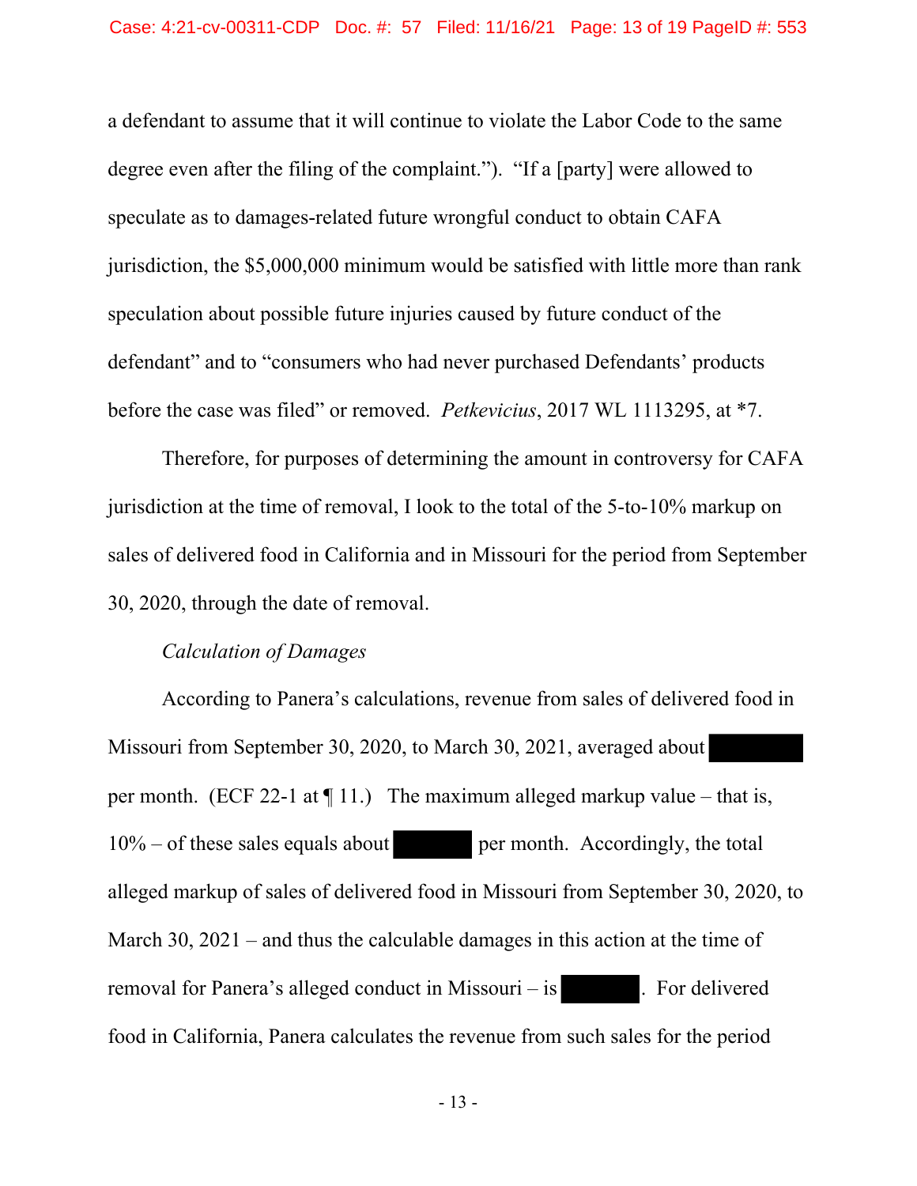a defendant to assume that it will continue to violate the Labor Code to the same degree even after the filing of the complaint."). "If a [party] were allowed to speculate as to damages-related future wrongful conduct to obtain CAFA jurisdiction, the $5,000,000 minimum would be satisfied with little more than rank speculation about possible future injuries caused by future conduct of the defendant" and to "consumers who had never purchased Defendants' products before the case was filed" or removed. *Petkevicius*, 2017 WL 1113295, at *7.

Therefore, for purposes of determining the amount in controversy for CAFA jurisdiction at the time of removal, I look to the total of the 5-to-10% markup on sales of delivered food in California and in Missouri for the period from September 30, 2020, through the date of removal.

*Calculation of Damages*

According to Panera's calculations, revenue from sales of delivered food in Missouri from September 30, 2020, to March 30, 2021, averaged about [REDACTED] per month. (ECF 22-1 at ¶ 11.) The maximum alleged markup value – that is, 10% – of these sales equals about [REDACTED] per month. Accordingly, the total alleged markup of sales of delivered food in Missouri from September 30, 2020, to March 30, 2021 – and thus the calculable damages in this action at the time of removal for Panera's alleged conduct in Missouri – is [REDACTED]. For delivered food in California, Panera calculates the revenue from such sales for the period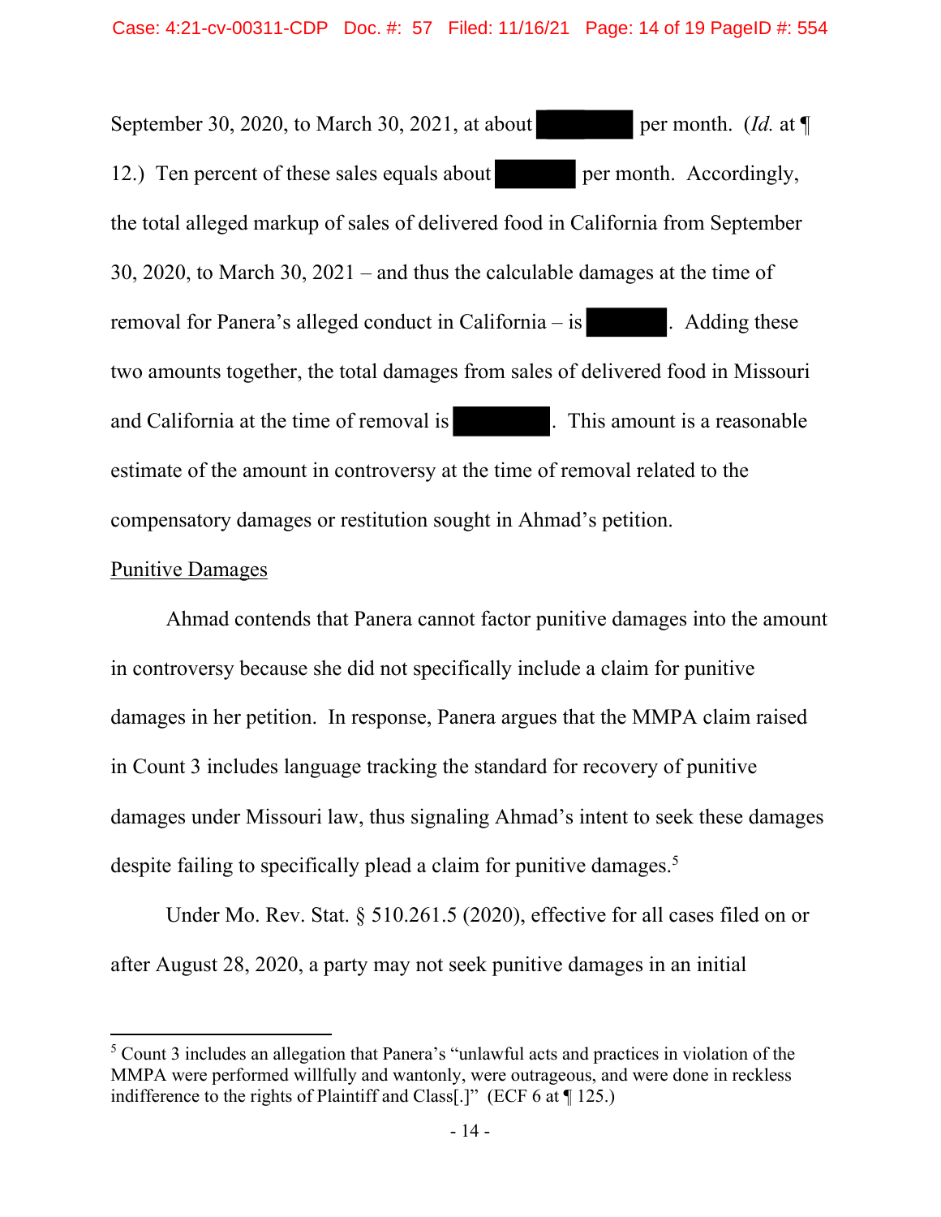September 30, 2020, to March 30, 2021, at about [REDACTED] per month. (*Id.* at ¶ 12.) Ten percent of these sales equals about [REDACTED] per month. Accordingly, the total alleged markup of sales of delivered food in California from September 30, 2020, to March 30, 2021 – and thus the calculable damages at the time of removal for Panera's alleged conduct in California – is [REDACTED]. Adding these two amounts together, the total damages from sales of delivered food in Missouri and California at the time of removal is [REDACTED]. This amount is a reasonable estimate of the amount in controversy at the time of removal related to the compensatory damages or restitution sought in Ahmad's petition.

<u>Punitive Damages</u>

Ahmad contends that Panera cannot factor punitive damages into the amount in controversy because she did not specifically include a claim for punitive damages in her petition. In response, Panera argues that the MMPA claim raised in Count 3 includes language tracking the standard for recovery of punitive damages under Missouri law, thus signaling Ahmad's intent to seek these damages despite failing to specifically plead a claim for punitive damages.[5]

Under Mo. Rev. Stat. § 510.261.5 (2020), effective for all cases filed on or after August 28, 2020, a party may not seek punitive damages in an initial

---

[5] Count 3 includes an allegation that Panera's "unlawful acts and practices in violation of the MMPA were performed willfully and wantonly, were outrageous, and were done in reckless indifference to the rights of Plaintiff and Class[.]" (ECF 6 at ¶ 125.)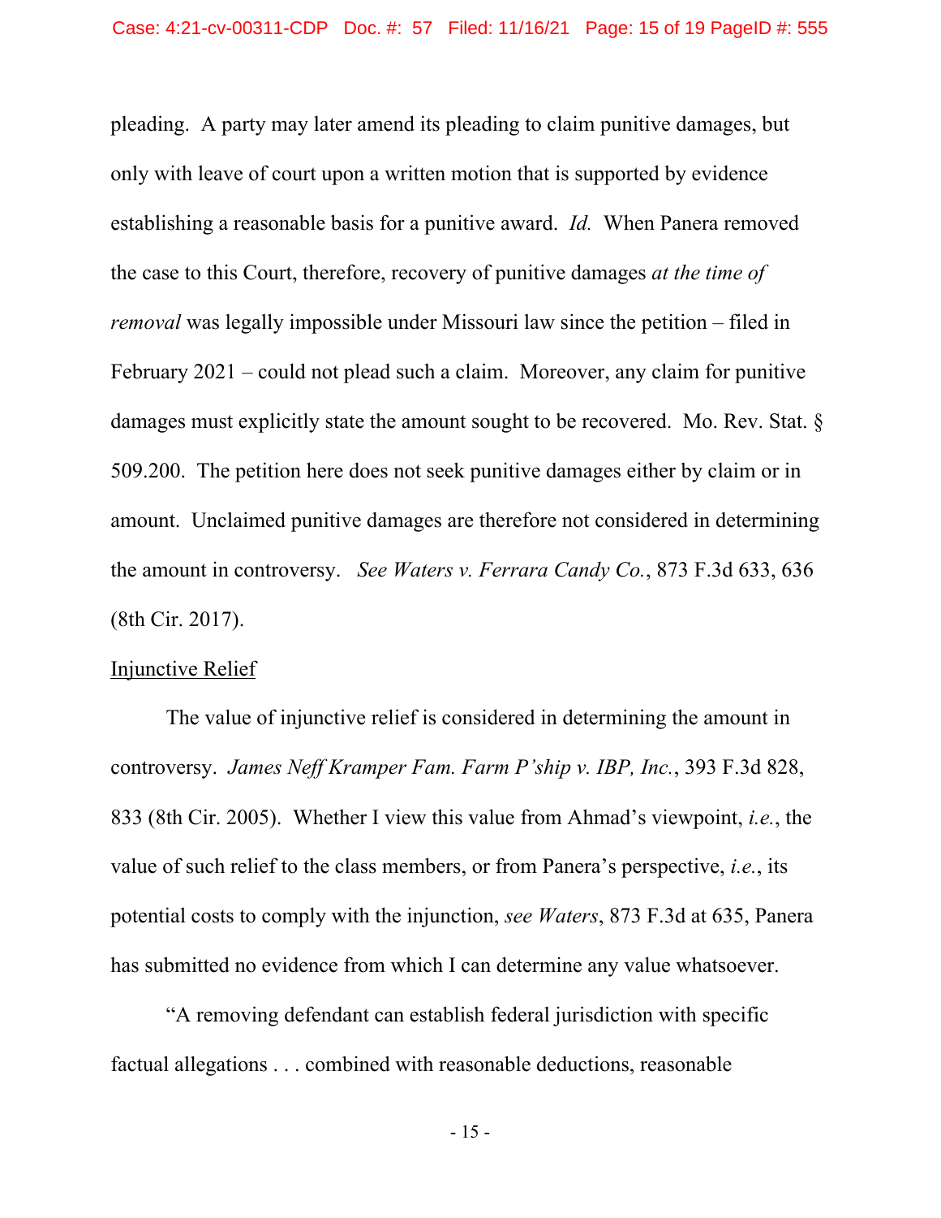pleading. A party may later amend its pleading to claim punitive damages, but only with leave of court upon a written motion that is supported by evidence establishing a reasonable basis for a punitive award. *Id.* When Panera removed the case to this Court, therefore, recovery of punitive damages *at the time of removal* was legally impossible under Missouri law since the petition – filed in February 2021 – could not plead such a claim. Moreover, any claim for punitive damages must explicitly state the amount sought to be recovered. Mo. Rev. Stat. § 509.200. The petition here does not seek punitive damages either by claim or in amount. Unclaimed punitive damages are therefore not considered in determining the amount in controversy. *See Waters v. Ferrara Candy Co.*, 873 F.3d 633, 636 (8th Cir. 2017).

<u>Injunctive Relief</u>

The value of injunctive relief is considered in determining the amount in controversy. *James Neff Kramper Fam. Farm P'ship v. IBP, Inc.*, 393 F.3d 828, 833 (8th Cir. 2005). Whether I view this value from Ahmad's viewpoint, *i.e.*, the value of such relief to the class members, or from Panera's perspective, *i.e.*, its potential costs to comply with the injunction, *see Waters*, 873 F.3d at 635, Panera has submitted no evidence from which I can determine any value whatsoever.

"A removing defendant can establish federal jurisdiction with specific factual allegations . . . combined with reasonable deductions, reasonable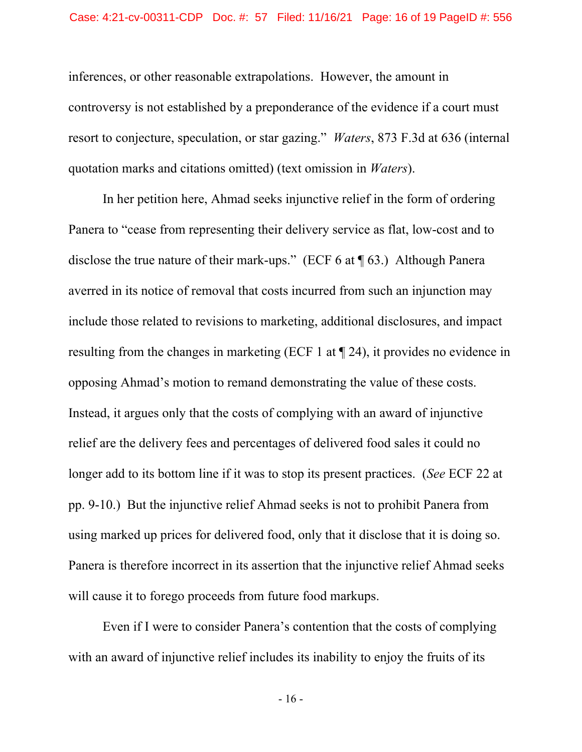inferences, or other reasonable extrapolations. However, the amount in controversy is not established by a preponderance of the evidence if a court must resort to conjecture, speculation, or star gazing." *Waters*, 873 F.3d at 636 (internal quotation marks and citations omitted) (text omission in *Waters*).

In her petition here, Ahmad seeks injunctive relief in the form of ordering Panera to "cease from representing their delivery service as flat, low-cost and to disclose the true nature of their mark-ups." (ECF 6 at ¶ 63.) Although Panera averred in its notice of removal that costs incurred from such an injunction may include those related to revisions to marketing, additional disclosures, and impact resulting from the changes in marketing (ECF 1 at ¶ 24), it provides no evidence in opposing Ahmad's motion to remand demonstrating the value of these costs. Instead, it argues only that the costs of complying with an award of injunctive relief are the delivery fees and percentages of delivered food sales it could no longer add to its bottom line if it was to stop its present practices. (*See* ECF 22 at pp. 9-10.) But the injunctive relief Ahmad seeks is not to prohibit Panera from using marked up prices for delivered food, only that it disclose that it is doing so. Panera is therefore incorrect in its assertion that the injunctive relief Ahmad seeks will cause it to forego proceeds from future food markups.

Even if I were to consider Panera's contention that the costs of complying with an award of injunctive relief includes its inability to enjoy the fruits of its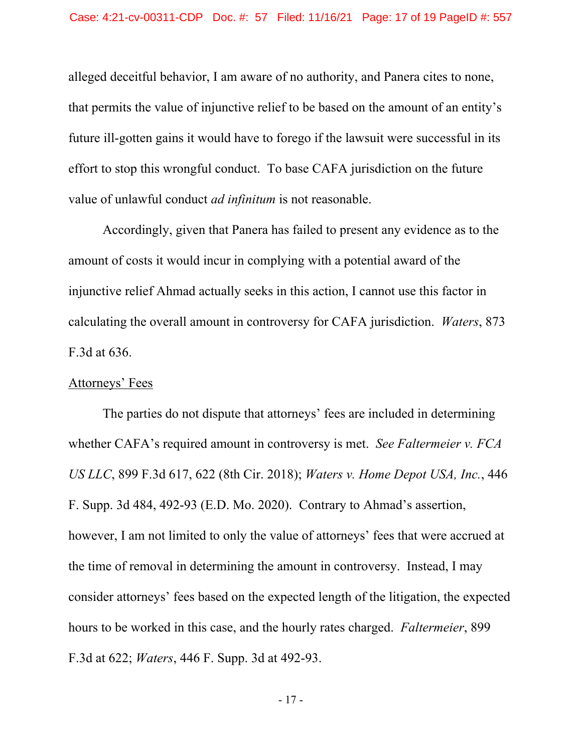alleged deceitful behavior, I am aware of no authority, and Panera cites to none, that permits the value of injunctive relief to be based on the amount of an entity's future ill-gotten gains it would have to forego if the lawsuit were successful in its effort to stop this wrongful conduct. To base CAFA jurisdiction on the future value of unlawful conduct *ad infinitum* is not reasonable.

Accordingly, given that Panera has failed to present any evidence as to the amount of costs it would incur in complying with a potential award of the injunctive relief Ahmad actually seeks in this action, I cannot use this factor in calculating the overall amount in controversy for CAFA jurisdiction. *Waters*, 873 F.3d at 636.

<u>Attorneys' Fees</u>

The parties do not dispute that attorneys' fees are included in determining whether CAFA's required amount in controversy is met. *See Faltermeier v. FCA US LLC*, 899 F.3d 617, 622 (8th Cir. 2018); *Waters v. Home Depot USA, Inc.*, 446 F. Supp. 3d 484, 492-93 (E.D. Mo. 2020). Contrary to Ahmad's assertion, however, I am not limited to only the value of attorneys' fees that were accrued at the time of removal in determining the amount in controversy. Instead, I may consider attorneys' fees based on the expected length of the litigation, the expected hours to be worked in this case, and the hourly rates charged. *Faltermeier*, 899 F.3d at 622; *Waters*, 446 F. Supp. 3d at 492-93.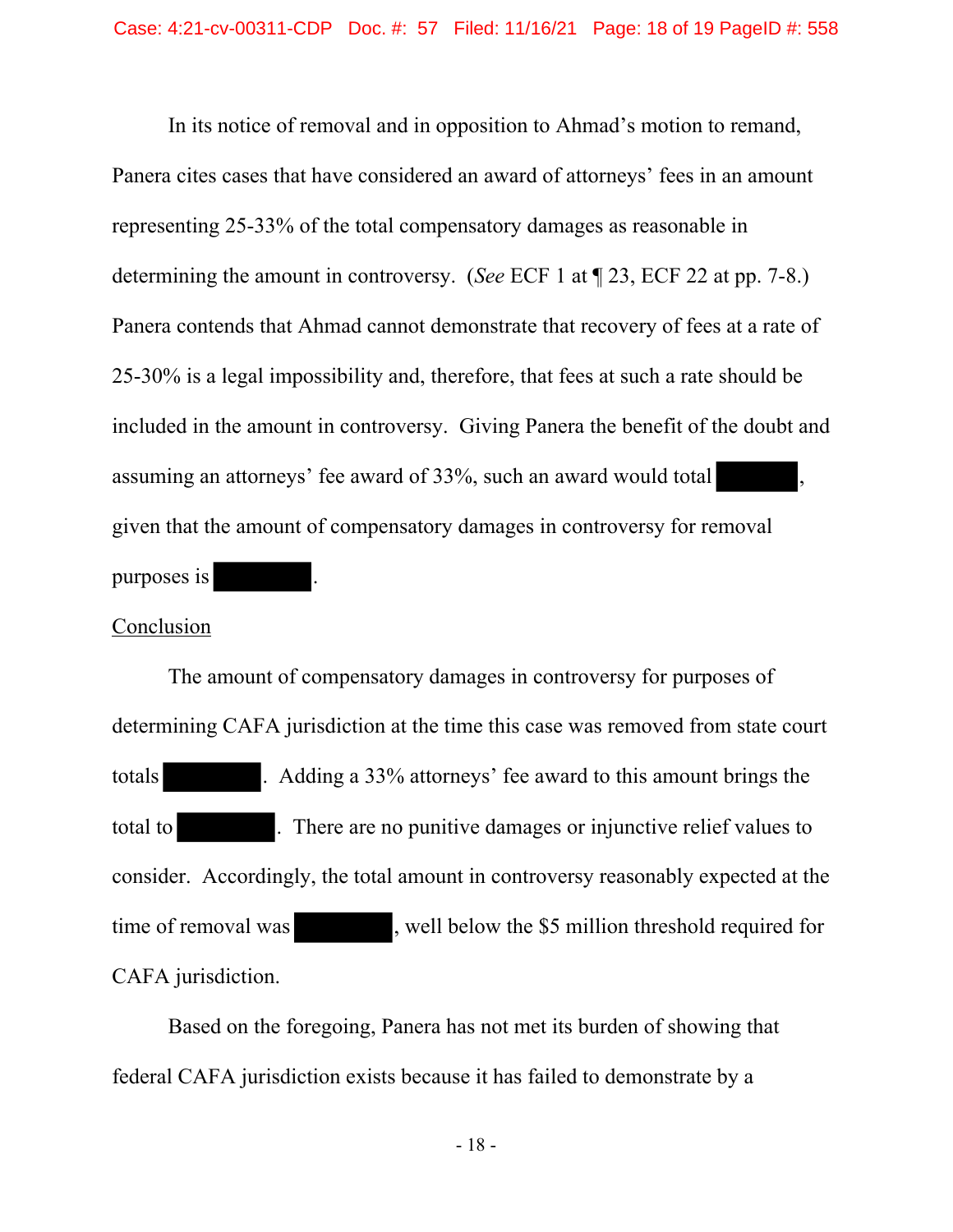In its notice of removal and in opposition to Ahmad's motion to remand, Panera cites cases that have considered an award of attorneys' fees in an amount representing 25-33% of the total compensatory damages as reasonable in determining the amount in controversy. (*See* ECF 1 at ¶ 23, ECF 22 at pp. 7-8.) Panera contends that Ahmad cannot demonstrate that recovery of fees at a rate of 25-30% is a legal impossibility and, therefore, that fees at such a rate should be included in the amount in controversy. Giving Panera the benefit of the doubt and assuming an attorneys' fee award of 33%, such an award would total ███████, given that the amount of compensatory damages in controversy for removal purposes is ███████.

<u>Conclusion</u>

The amount of compensatory damages in controversy for purposes of determining CAFA jurisdiction at the time this case was removed from state court totals ███████. Adding a 33% attorneys' fee award to this amount brings the total to ███████. There are no punitive damages or injunctive relief values to consider. Accordingly, the total amount in controversy reasonably expected at the time of removal was ███████, well below the $5 million threshold required for CAFA jurisdiction.

Based on the foregoing, Panera has not met its burden of showing that federal CAFA jurisdiction exists because it has failed to demonstrate by a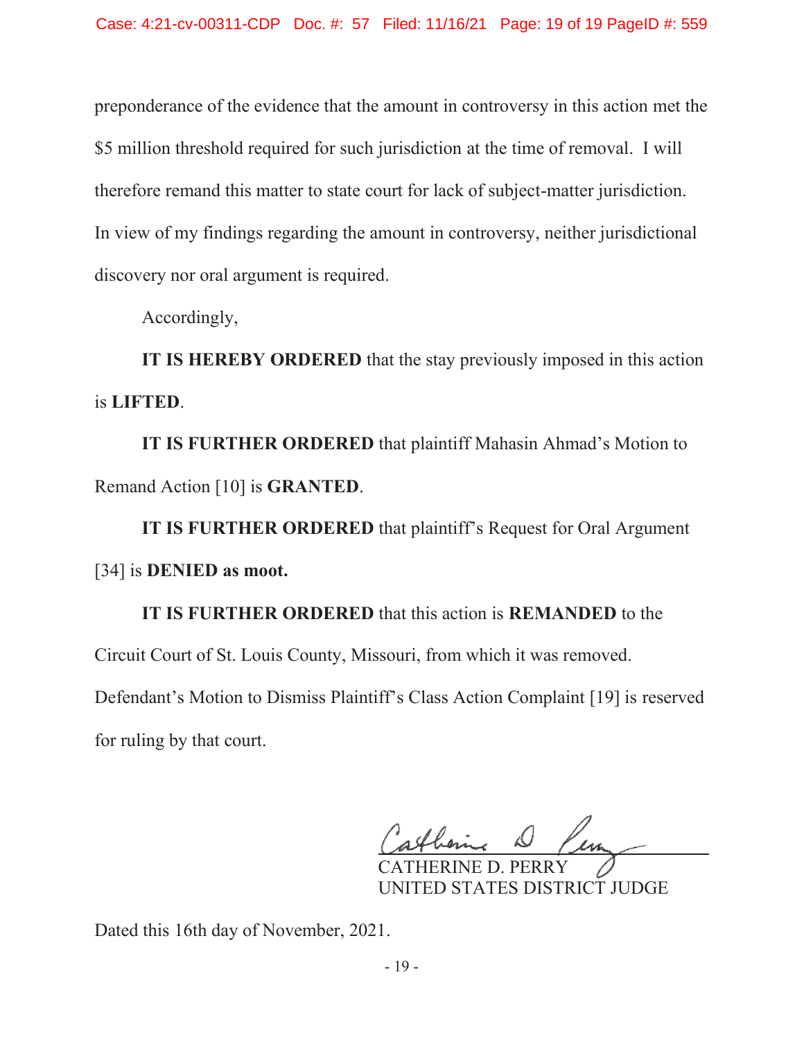preponderance of the evidence that the amount in controversy in this action met the $5 million threshold required for such jurisdiction at the time of removal. I will therefore remand this matter to state court for lack of subject-matter jurisdiction. In view of my findings regarding the amount in controversy, neither jurisdictional discovery nor oral argument is required.

Accordingly,

**IT IS HEREBY ORDERED** that the stay previously imposed in this action is **LIFTED**.

**IT IS FURTHER ORDERED** that plaintiff Mahasin Ahmad's Motion to Remand Action [10] is **GRANTED**.

**IT IS FURTHER ORDERED** that plaintiff's Request for Oral Argument [34] is **DENIED as moot.**

**IT IS FURTHER ORDERED** that this action is **REMANDED** to the Circuit Court of St. Louis County, Missouri, from which it was removed. Defendant's Motion to Dismiss Plaintiff's Class Action Complaint [19] is reserved for ruling by that court.

CATHERINE D. PERRY
UNITED STATES DISTRICT JUDGE

Dated this 16th day of November, 2021.